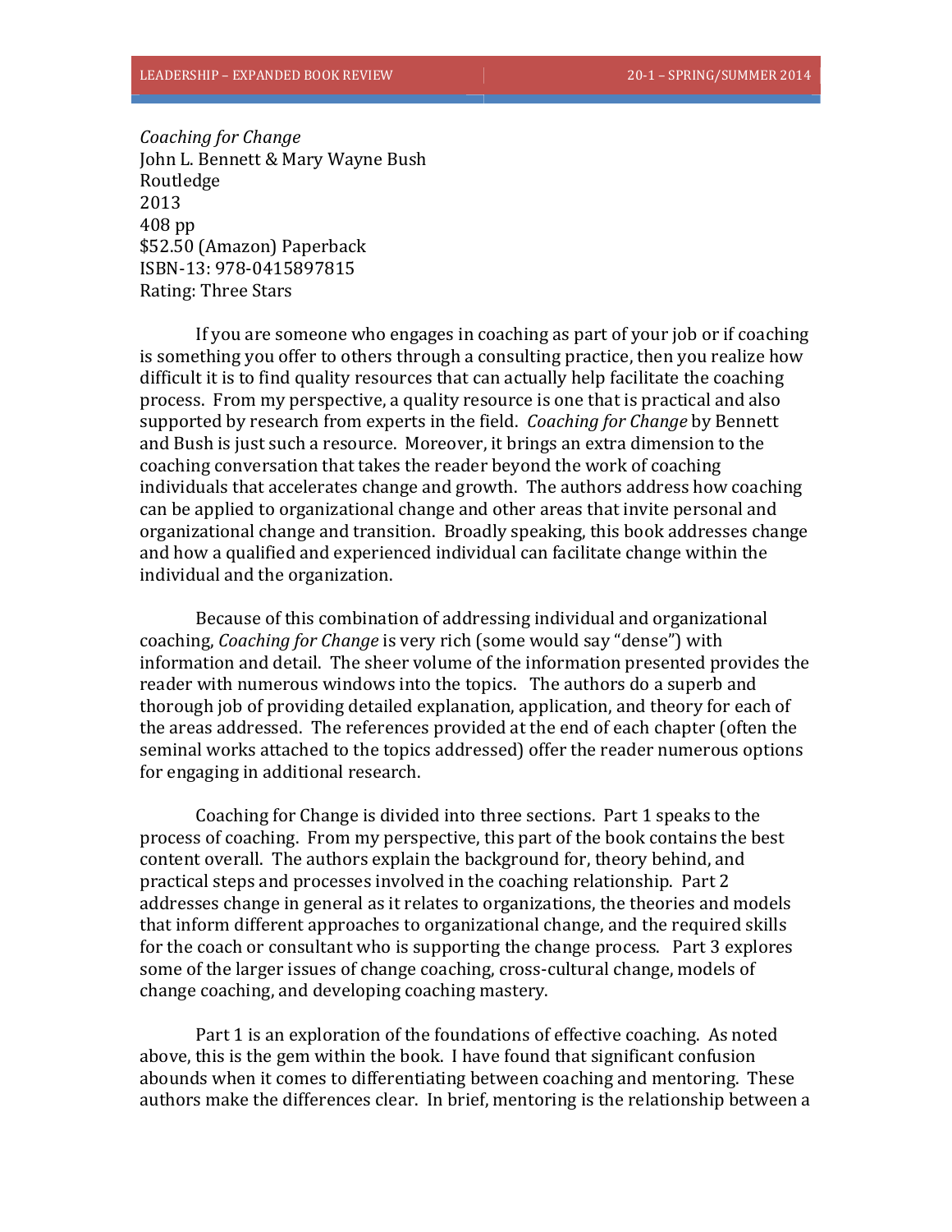*Coaching for Change*
John L. Bennett & Mary Wayne Bush
Routledge
2013
408 pp
$52.50 (Amazon) Paperback
ISBN-13: 978-0415897815
Rating: Three Stars

If you are someone who engages in coaching as part of your job or if coaching is something you offer to others through a consulting practice, then you realize how difficult it is to find quality resources that can actually help facilitate the coaching process. From my perspective, a quality resource is one that is practical and also supported by research from experts in the field. *Coaching for Change* by Bennett and Bush is just such a resource. Moreover, it brings an extra dimension to the coaching conversation that takes the reader beyond the work of coaching individuals that accelerates change and growth. The authors address how coaching can be applied to organizational change and other areas that invite personal and organizational change and transition. Broadly speaking, this book addresses change and how a qualified and experienced individual can facilitate change within the individual and the organization.

Because of this combination of addressing individual and organizational coaching, *Coaching for Change* is very rich (some would say "dense") with information and detail. The sheer volume of the information presented provides the reader with numerous windows into the topics. The authors do a superb and thorough job of providing detailed explanation, application, and theory for each of the areas addressed. The references provided at the end of each chapter (often the seminal works attached to the topics addressed) offer the reader numerous options for engaging in additional research.

Coaching for Change is divided into three sections. Part 1 speaks to the process of coaching. From my perspective, this part of the book contains the best content overall. The authors explain the background for, theory behind, and practical steps and processes involved in the coaching relationship. Part 2 addresses change in general as it relates to organizations, the theories and models that inform different approaches to organizational change, and the required skills for the coach or consultant who is supporting the change process. Part 3 explores some of the larger issues of change coaching, cross-cultural change, models of change coaching, and developing coaching mastery.

Part 1 is an exploration of the foundations of effective coaching. As noted above, this is the gem within the book. I have found that significant confusion abounds when it comes to differentiating between coaching and mentoring. These authors make the differences clear. In brief, mentoring is the relationship between a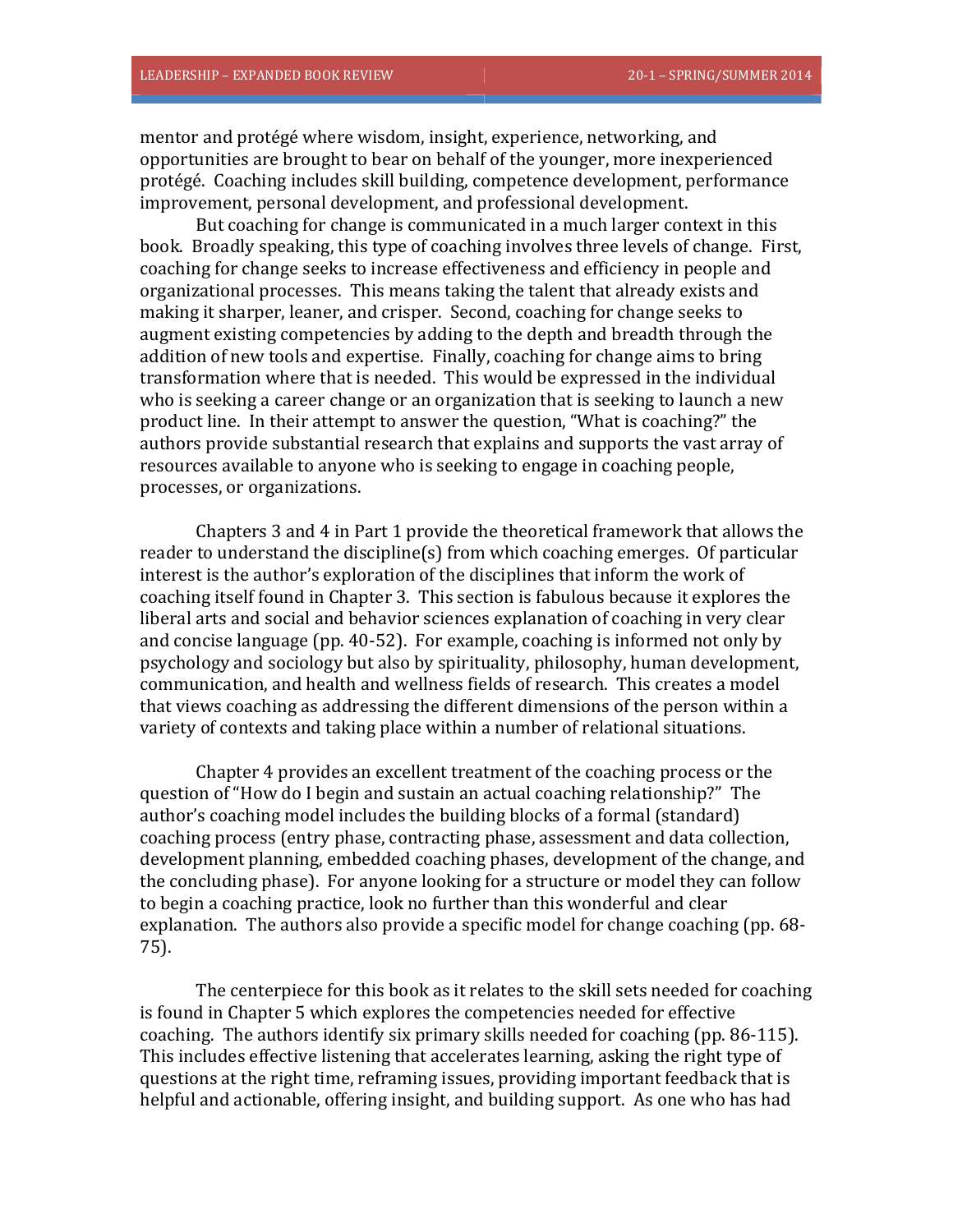mentor and protégé where wisdom, insight, experience, networking, and opportunities are brought to bear on behalf of the younger, more inexperienced protégé. Coaching includes skill building, competence development, performance improvement, personal development, and professional development.

But coaching for change is communicated in a much larger context in this book. Broadly speaking, this type of coaching involves three levels of change. First, coaching for change seeks to increase effectiveness and efficiency in people and organizational processes. This means taking the talent that already exists and making it sharper, leaner, and crisper. Second, coaching for change seeks to augment existing competencies by adding to the depth and breadth through the addition of new tools and expertise. Finally, coaching for change aims to bring transformation where that is needed. This would be expressed in the individual who is seeking a career change or an organization that is seeking to launch a new product line. In their attempt to answer the question, "What is coaching?" the authors provide substantial research that explains and supports the vast array of resources available to anyone who is seeking to engage in coaching people, processes, or organizations.

Chapters 3 and 4 in Part 1 provide the theoretical framework that allows the reader to understand the discipline(s) from which coaching emerges. Of particular interest is the author's exploration of the disciplines that inform the work of coaching itself found in Chapter 3. This section is fabulous because it explores the liberal arts and social and behavior sciences explanation of coaching in very clear and concise language (pp. 40-52). For example, coaching is informed not only by psychology and sociology but also by spirituality, philosophy, human development, communication, and health and wellness fields of research. This creates a model that views coaching as addressing the different dimensions of the person within a variety of contexts and taking place within a number of relational situations.

Chapter 4 provides an excellent treatment of the coaching process or the question of "How do I begin and sustain an actual coaching relationship?" The author's coaching model includes the building blocks of a formal (standard) coaching process (entry phase, contracting phase, assessment and data collection, development planning, embedded coaching phases, development of the change, and the concluding phase). For anyone looking for a structure or model they can follow to begin a coaching practice, look no further than this wonderful and clear explanation. The authors also provide a specific model for change coaching (pp. 68-75).

The centerpiece for this book as it relates to the skill sets needed for coaching is found in Chapter 5 which explores the competencies needed for effective coaching. The authors identify six primary skills needed for coaching (pp. 86-115). This includes effective listening that accelerates learning, asking the right type of questions at the right time, reframing issues, providing important feedback that is helpful and actionable, offering insight, and building support. As one who has had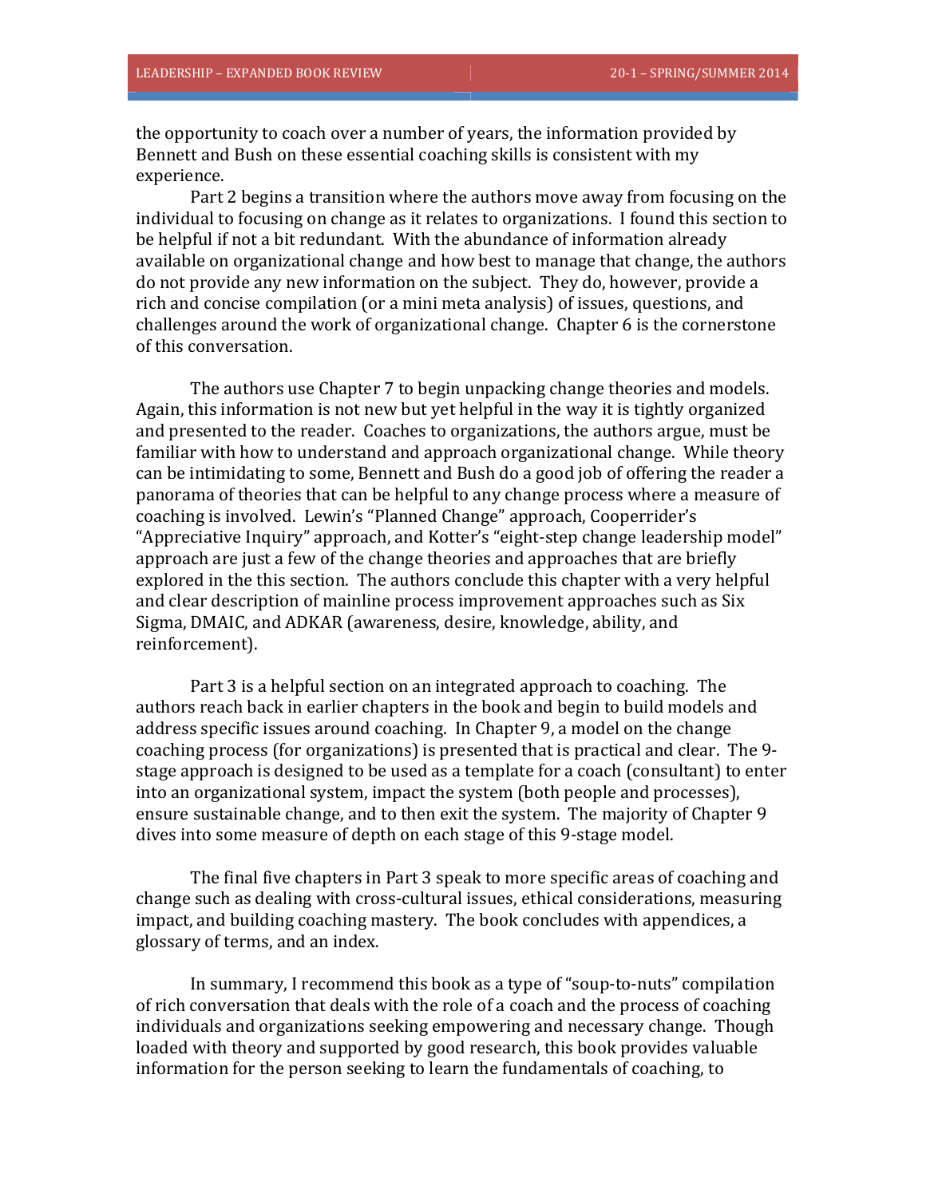the opportunity to coach over a number of years, the information provided by Bennett and Bush on these essential coaching skills is consistent with my experience.

Part 2 begins a transition where the authors move away from focusing on the individual to focusing on change as it relates to organizations. I found this section to be helpful if not a bit redundant. With the abundance of information already available on organizational change and how best to manage that change, the authors do not provide any new information on the subject. They do, however, provide a rich and concise compilation (or a mini meta analysis) of issues, questions, and challenges around the work of organizational change. Chapter 6 is the cornerstone of this conversation.

The authors use Chapter 7 to begin unpacking change theories and models. Again, this information is not new but yet helpful in the way it is tightly organized and presented to the reader. Coaches to organizations, the authors argue, must be familiar with how to understand and approach organizational change. While theory can be intimidating to some, Bennett and Bush do a good job of offering the reader a panorama of theories that can be helpful to any change process where a measure of coaching is involved. Lewin's "Planned Change" approach, Cooperrider's "Appreciative Inquiry" approach, and Kotter's "eight-step change leadership model" approach are just a few of the change theories and approaches that are briefly explored in the this section. The authors conclude this chapter with a very helpful and clear description of mainline process improvement approaches such as Six Sigma, DMAIC, and ADKAR (awareness, desire, knowledge, ability, and reinforcement).

Part 3 is a helpful section on an integrated approach to coaching. The authors reach back in earlier chapters in the book and begin to build models and address specific issues around coaching. In Chapter 9, a model on the change coaching process (for organizations) is presented that is practical and clear. The 9-stage approach is designed to be used as a template for a coach (consultant) to enter into an organizational system, impact the system (both people and processes), ensure sustainable change, and to then exit the system. The majority of Chapter 9 dives into some measure of depth on each stage of this 9-stage model.

The final five chapters in Part 3 speak to more specific areas of coaching and change such as dealing with cross-cultural issues, ethical considerations, measuring impact, and building coaching mastery. The book concludes with appendices, a glossary of terms, and an index.

In summary, I recommend this book as a type of "soup-to-nuts" compilation of rich conversation that deals with the role of a coach and the process of coaching individuals and organizations seeking empowering and necessary change. Though loaded with theory and supported by good research, this book provides valuable information for the person seeking to learn the fundamentals of coaching, to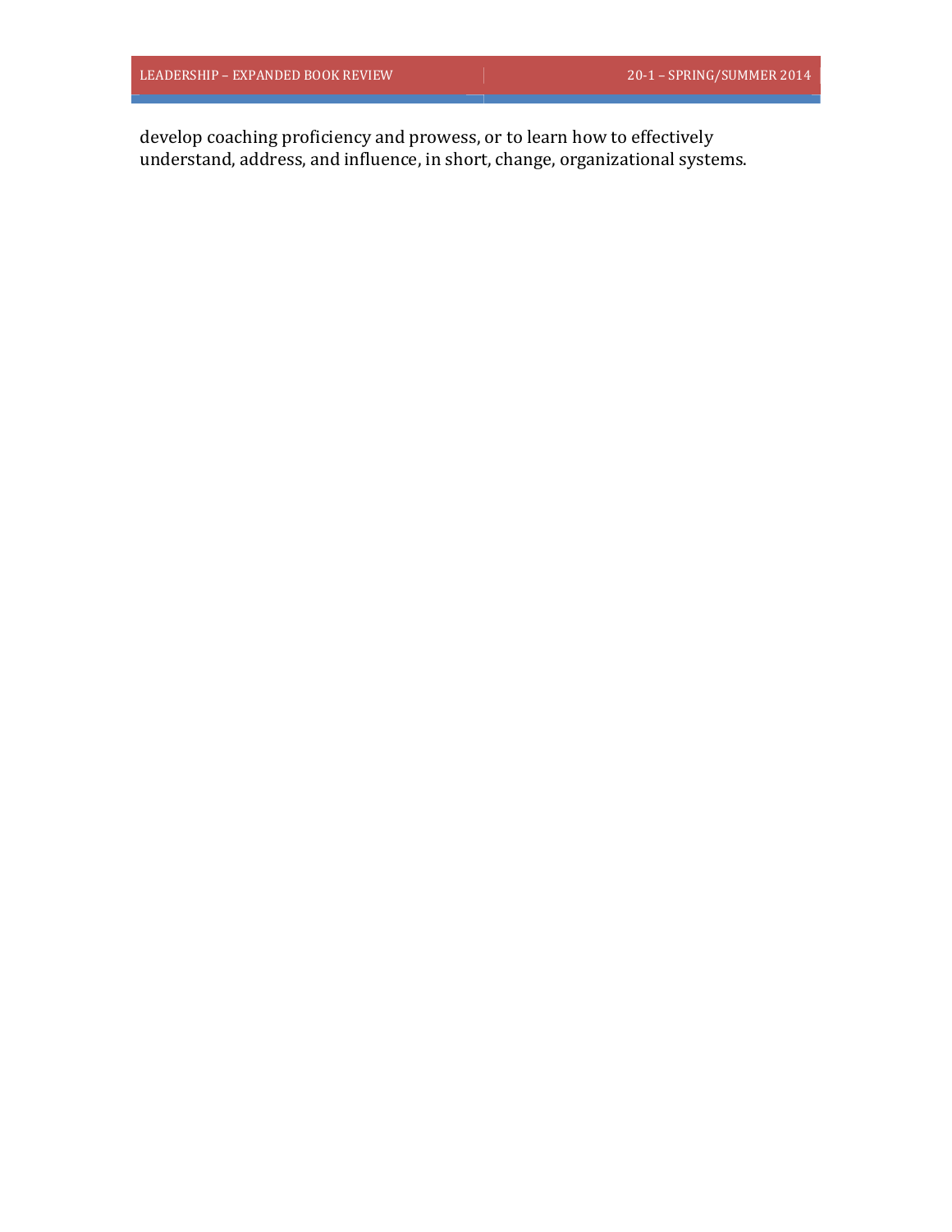develop coaching proficiency and prowess, or to learn how to effectively understand, address, and influence, in short, change, organizational systems.